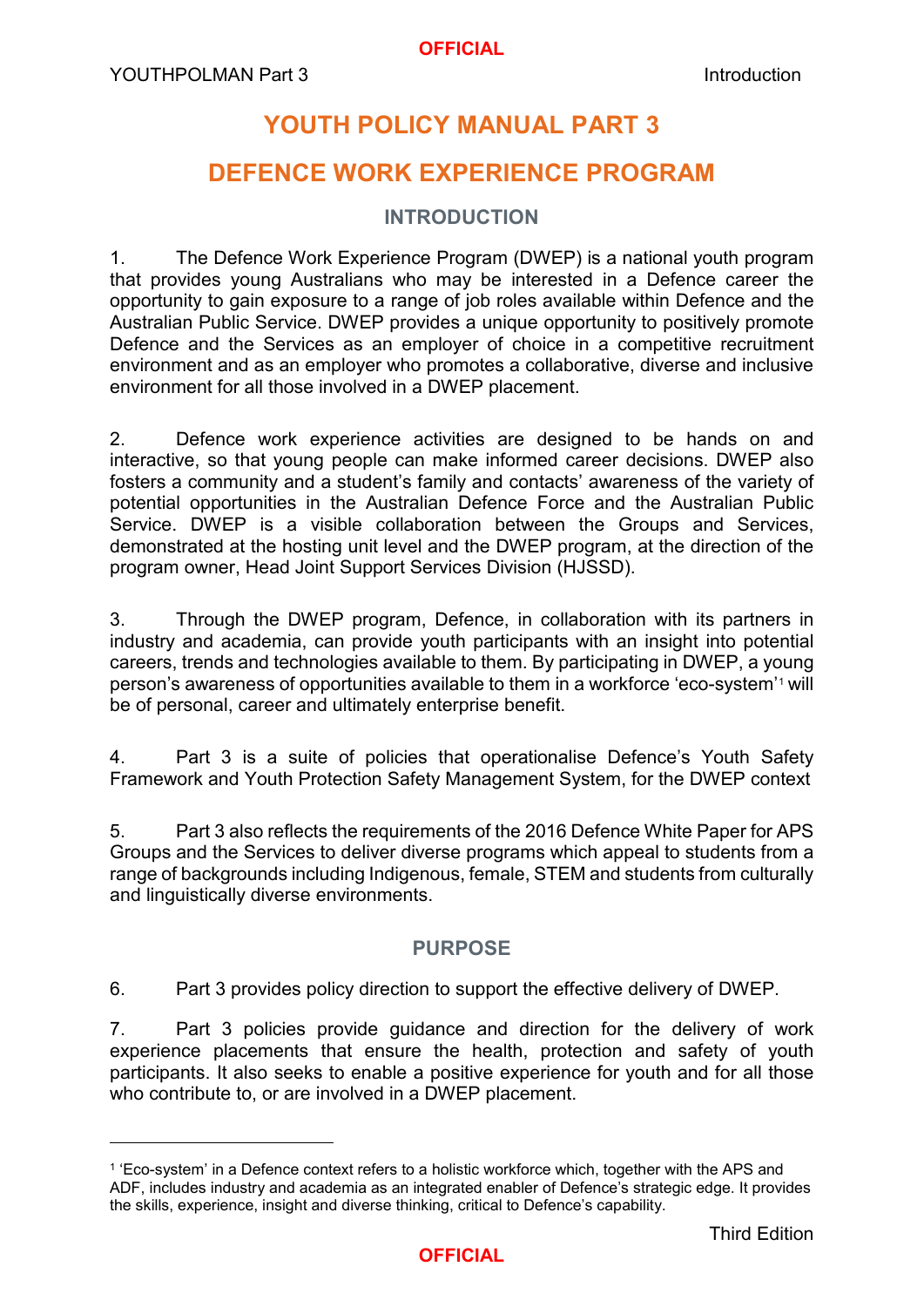# YOUTH POLICY MANUAL PART 3

# DEFENCE WORK EXPERIENCE PROGRAM

## INTRODUCTION

1. The Defence Work Experience Program (DWEP) is a national youth program that provides young Australians who may be interested in a Defence career the opportunity to gain exposure to a range of job roles available within Defence and the Australian Public Service. DWEP provides a unique opportunity to positively promote Defence and the Services as an employer of choice in a competitive recruitment environment and as an employer who promotes a collaborative, diverse and inclusive environment for all those involved in a DWEP placement.

2. Defence work experience activities are designed to be hands on and interactive, so that young people can make informed career decisions. DWEP also fosters a community and a student's family and contacts' awareness of the variety of potential opportunities in the Australian Defence Force and the Australian Public Service. DWEP is a visible collaboration between the Groups and Services, demonstrated at the hosting unit level and the DWEP program, at the direction of the program owner, Head Joint Support Services Division (HJSSD).

3. Through the DWEP program, Defence, in collaboration with its partners in industry and academia, can provide youth participants with an insight into potential careers, trends and technologies available to them. By participating in DWEP, a young person's awareness of opportunities available to them in a workforce 'eco-system'[1] will be of personal, career and ultimately enterprise benefit.

4. Part 3 is a suite of policies that operationalise Defence's Youth Safety Framework and Youth Protection Safety Management System, for the DWEP context

5. Part 3 also reflects the requirements of the 2016 Defence White Paper for APS Groups and the Services to deliver diverse programs which appeal to students from a range of backgrounds including Indigenous, female, STEM and students from culturally and linguistically diverse environments.

## PURPOSE

6. Part 3 provides policy direction to support the effective delivery of DWEP.

7. Part 3 policies provide guidance and direction for the delivery of work experience placements that ensure the health, protection and safety of youth participants. It also seeks to enable a positive experience for youth and for all those who contribute to, or are involved in a DWEP placement.

---

[1] 'Eco-system' in a Defence context refers to a holistic workforce which, together with the APS and ADF, includes industry and academia as an integrated enabler of Defence's strategic edge. It provides the skills, experience, insight and diverse thinking, critical to Defence's capability.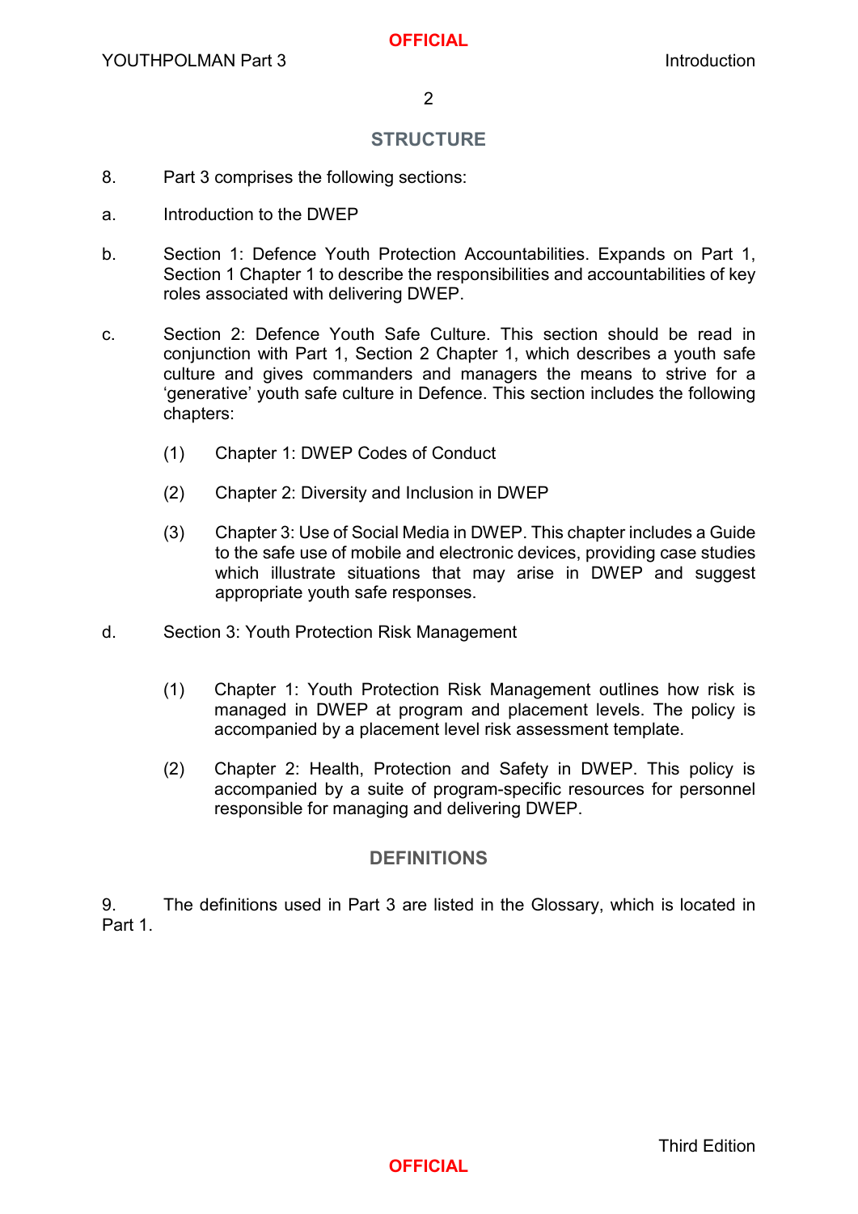## STRUCTURE

8. Part 3 comprises the following sections:

a. Introduction to the DWEP

b. Section 1: Defence Youth Protection Accountabilities. Expands on Part 1, Section 1 Chapter 1 to describe the responsibilities and accountabilities of key roles associated with delivering DWEP.

c. Section 2: Defence Youth Safe Culture. This section should be read in conjunction with Part 1, Section 2 Chapter 1, which describes a youth safe culture and gives commanders and managers the means to strive for a 'generative' youth safe culture in Defence. This section includes the following chapters:

   (1) Chapter 1: DWEP Codes of Conduct

   (2) Chapter 2: Diversity and Inclusion in DWEP

   (3) Chapter 3: Use of Social Media in DWEP. This chapter includes a Guide to the safe use of mobile and electronic devices, providing case studies which illustrate situations that may arise in DWEP and suggest appropriate youth safe responses.

d. Section 3: Youth Protection Risk Management

   (1) Chapter 1: Youth Protection Risk Management outlines how risk is managed in DWEP at program and placement levels. The policy is accompanied by a placement level risk assessment template.

   (2) Chapter 2: Health, Protection and Safety in DWEP. This policy is accompanied by a suite of program-specific resources for personnel responsible for managing and delivering DWEP.

## DEFINITIONS

9. The definitions used in Part 3 are listed in the Glossary, which is located in Part 1.